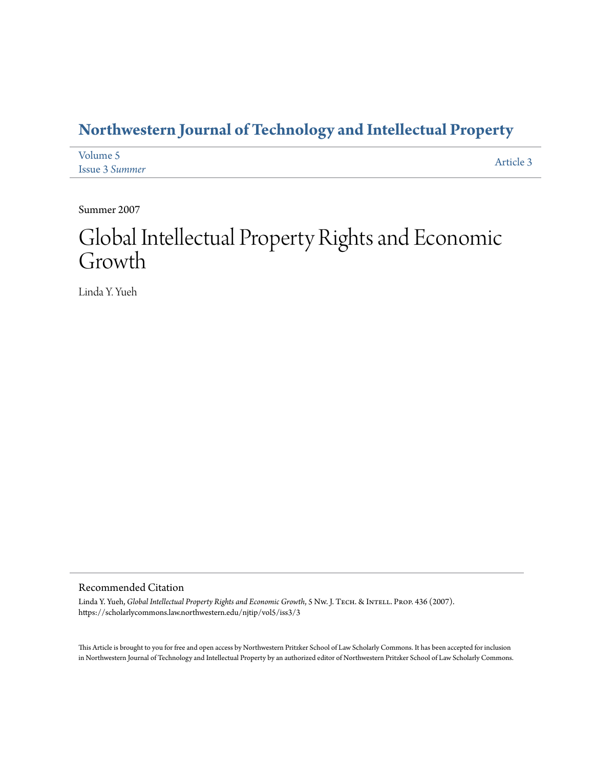# Northwestern Journal of Technology and Intellectual Property

Volume 5
Issue 3 *Summer*

Article 3

Summer 2007

# Global Intellectual Property Rights and Economic Growth

Linda Y. Yueh

## Recommended Citation

Linda Y. Yueh, *Global Intellectual Property Rights and Economic Growth*, 5 Nw. J. Tech. & Intell. Prop. 436 (2007).
https://scholarlycommons.law.northwestern.edu/njtip/vol5/iss3/3

This Article is brought to you for free and open access by Northwestern Pritzker School of Law Scholarly Commons. It has been accepted for inclusion in Northwestern Journal of Technology and Intellectual Property by an authorized editor of Northwestern Pritzker School of Law Scholarly Commons.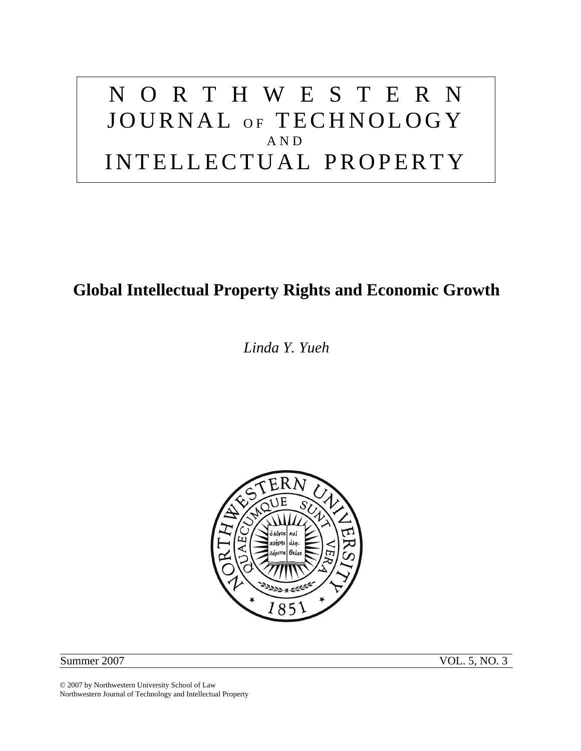# NORTHWESTERN JOURNAL OF TECHNOLOGY AND INTELLECTUAL PROPERTY

## Global Intellectual Property Rights and Economic Growth

*Linda Y. Yueh*

Summer 2007 VOL. 5, NO. 3

© 2007 by Northwestern University School of Law
Northwestern Journal of Technology and Intellectual Property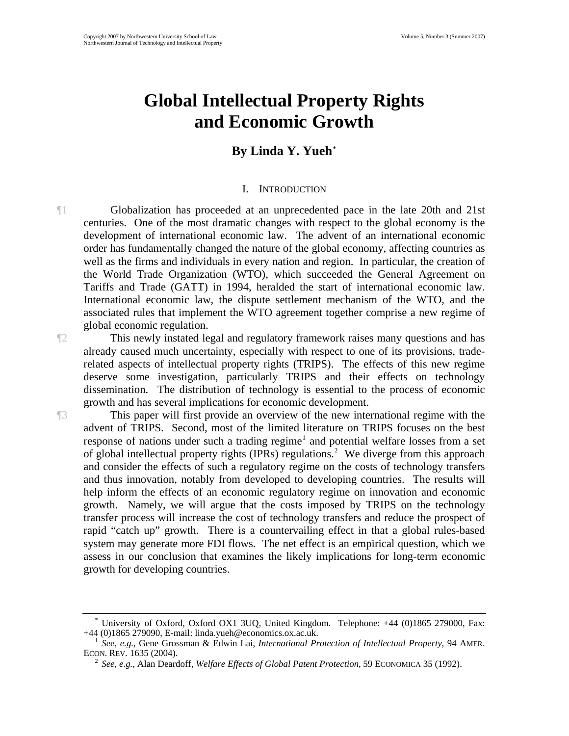# Global Intellectual Property Rights and Economic Growth

### By Linda Y. Yueh[*]

## I. Introduction

¶1 Globalization has proceeded at an unprecedented pace in the late 20th and 21st centuries. One of the most dramatic changes with respect to the global economy is the development of international economic law. The advent of an international economic order has fundamentally changed the nature of the global economy, affecting countries as well as the firms and individuals in every nation and region. In particular, the creation of the World Trade Organization (WTO), which succeeded the General Agreement on Tariffs and Trade (GATT) in 1994, heralded the start of international economic law. International economic law, the dispute settlement mechanism of the WTO, and the associated rules that implement the WTO agreement together comprise a new regime of global economic regulation.

¶2 This newly instated legal and regulatory framework raises many questions and has already caused much uncertainty, especially with respect to one of its provisions, trade-related aspects of intellectual property rights (TRIPS). The effects of this new regime deserve some investigation, particularly TRIPS and their effects on technology dissemination. The distribution of technology is essential to the process of economic growth and has several implications for economic development.

¶3 This paper will first provide an overview of the new international regime with the advent of TRIPS. Second, most of the limited literature on TRIPS focuses on the best response of nations under such a trading regime[1] and potential welfare losses from a set of global intellectual property rights (IPRs) regulations.[2] We diverge from this approach and consider the effects of such a regulatory regime on the costs of technology transfers and thus innovation, notably from developed to developing countries. The results will help inform the effects of an economic regulatory regime on innovation and economic growth. Namely, we will argue that the costs imposed by TRIPS on the technology transfer process will increase the cost of technology transfers and reduce the prospect of rapid "catch up" growth. There is a countervailing effect in that a global rules-based system may generate more FDI flows. The net effect is an empirical question, which we assess in our conclusion that examines the likely implications for long-term economic growth for developing countries.

---

[*] University of Oxford, Oxford OX1 3UQ, United Kingdom. Telephone: +44 (0)1865 279000, Fax: +44 (0)1865 279090, E-mail: linda.yueh@economics.ox.ac.uk.

[1] *See, e.g.*, Gene Grossman & Edwin Lai, *International Protection of Intellectual Property*, 94 AMER. ECON. REV. 1635 (2004).

[2] *See, e.g.*, Alan Deardoff, *Welfare Effects of Global Patent Protection*, 59 ECONOMICA 35 (1992).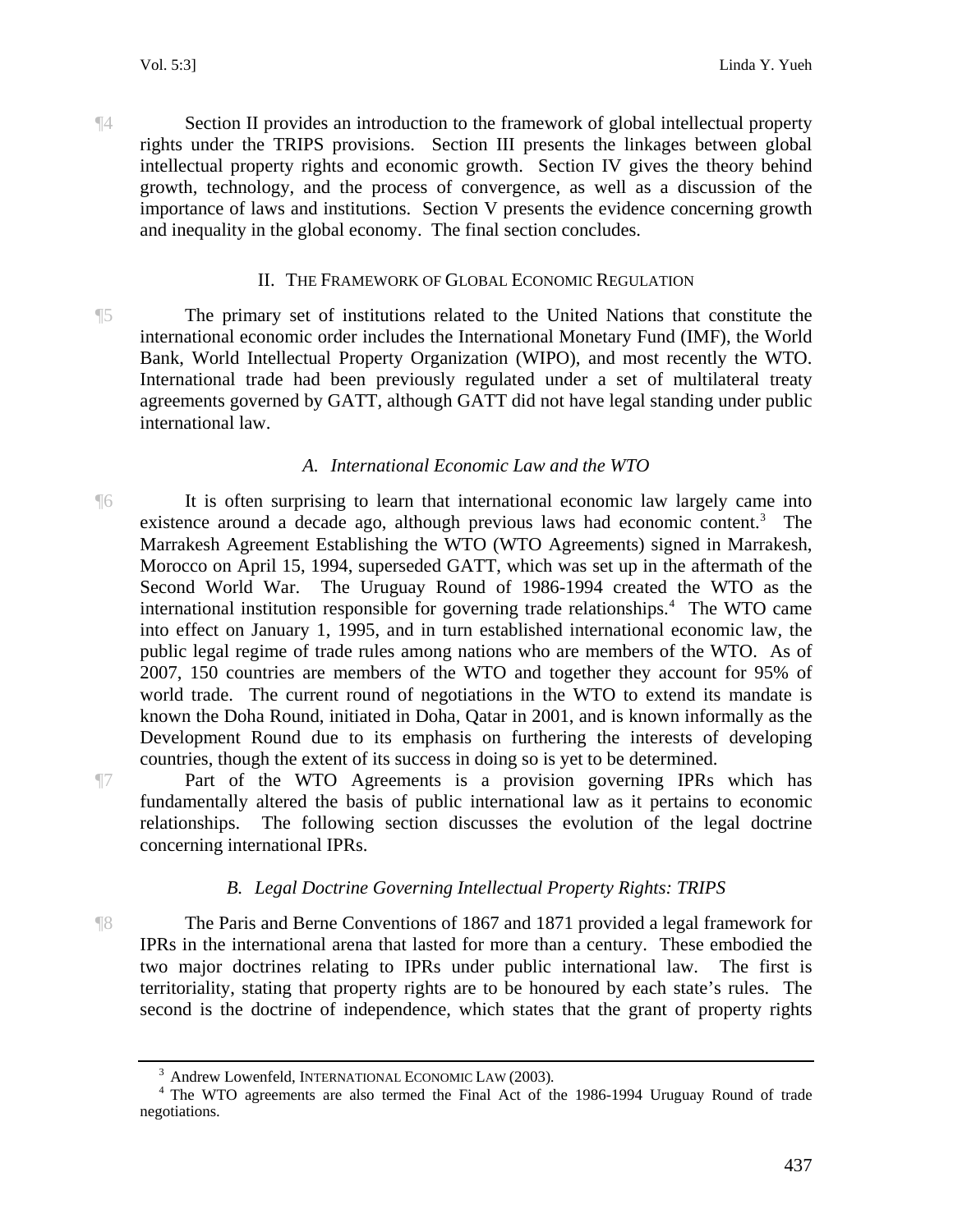¶4 Section II provides an introduction to the framework of global intellectual property rights under the TRIPS provisions. Section III presents the linkages between global intellectual property rights and economic growth. Section IV gives the theory behind growth, technology, and the process of convergence, as well as a discussion of the importance of laws and institutions. Section V presents the evidence concerning growth and inequality in the global economy. The final section concludes.

## II. The Framework of Global Economic Regulation

¶5 The primary set of institutions related to the United Nations that constitute the international economic order includes the International Monetary Fund (IMF), the World Bank, World Intellectual Property Organization (WIPO), and most recently the WTO. International trade had been previously regulated under a set of multilateral treaty agreements governed by GATT, although GATT did not have legal standing under public international law.

### *A. International Economic Law and the WTO*

¶6 It is often surprising to learn that international economic law largely came into existence around a decade ago, although previous laws had economic content.[3] The Marrakesh Agreement Establishing the WTO (WTO Agreements) signed in Marrakesh, Morocco on April 15, 1994, superseded GATT, which was set up in the aftermath of the Second World War. The Uruguay Round of 1986-1994 created the WTO as the international institution responsible for governing trade relationships.[4] The WTO came into effect on January 1, 1995, and in turn established international economic law, the public legal regime of trade rules among nations who are members of the WTO. As of 2007, 150 countries are members of the WTO and together they account for 95% of world trade. The current round of negotiations in the WTO to extend its mandate is known the Doha Round, initiated in Doha, Qatar in 2001, and is known informally as the Development Round due to its emphasis on furthering the interests of developing countries, though the extent of its success in doing so is yet to be determined.

¶7 Part of the WTO Agreements is a provision governing IPRs which has fundamentally altered the basis of public international law as it pertains to economic relationships. The following section discusses the evolution of the legal doctrine concerning international IPRs.

### *B. Legal Doctrine Governing Intellectual Property Rights: TRIPS*

¶8 The Paris and Berne Conventions of 1867 and 1871 provided a legal framework for IPRs in the international arena that lasted for more than a century. These embodied the two major doctrines relating to IPRs under public international law. The first is territoriality, stating that property rights are to be honoured by each state's rules. The second is the doctrine of independence, which states that the grant of property rights

---

[3] Andrew Lowenfeld, International Economic Law (2003).

[4] The WTO agreements are also termed the Final Act of the 1986-1994 Uruguay Round of trade negotiations.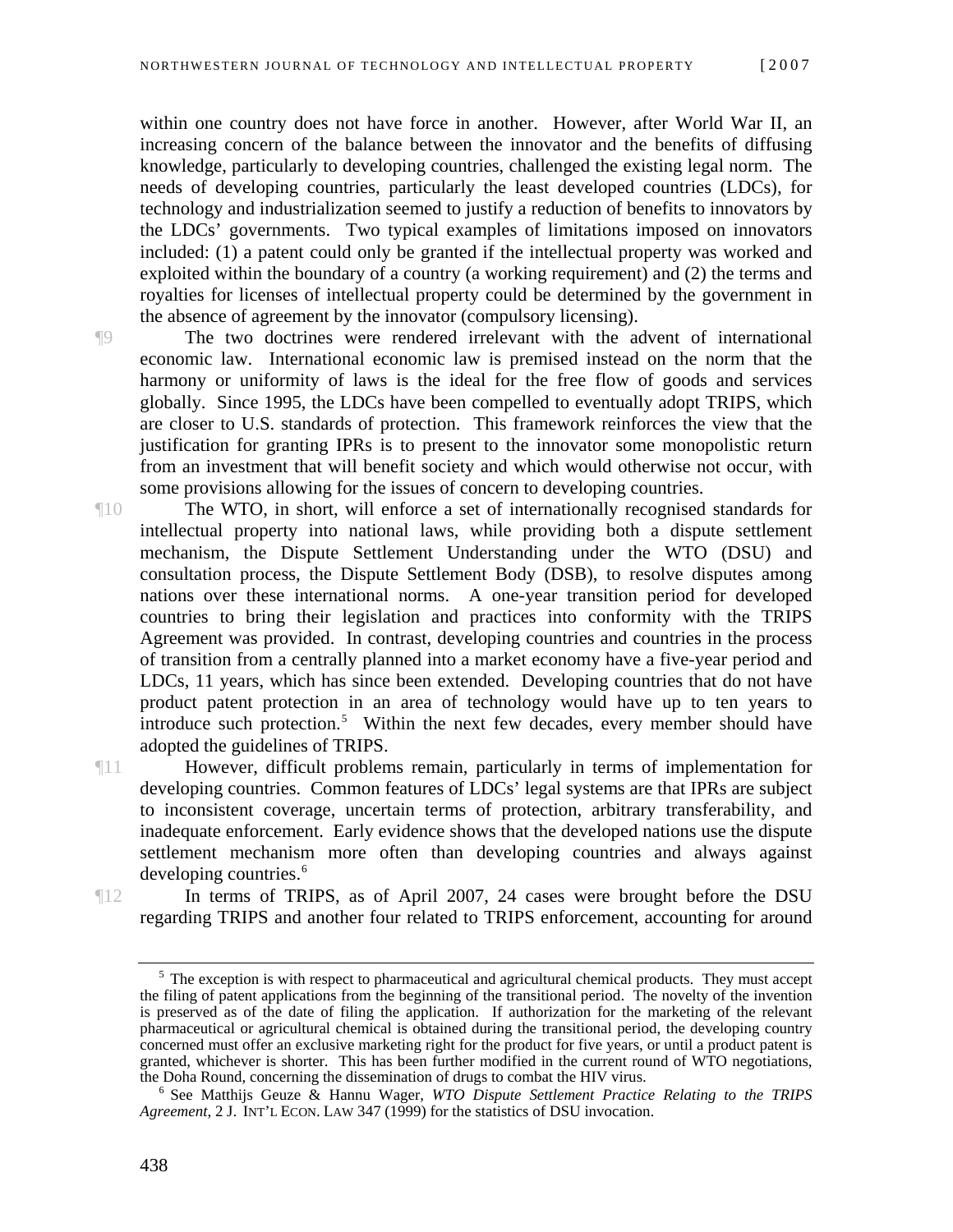within one country does not have force in another. However, after World War II, an increasing concern of the balance between the innovator and the benefits of diffusing knowledge, particularly to developing countries, challenged the existing legal norm. The needs of developing countries, particularly the least developed countries (LDCs), for technology and industrialization seemed to justify a reduction of benefits to innovators by the LDCs' governments. Two typical examples of limitations imposed on innovators included: (1) a patent could only be granted if the intellectual property was worked and exploited within the boundary of a country (a working requirement) and (2) the terms and royalties for licenses of intellectual property could be determined by the government in the absence of agreement by the innovator (compulsory licensing).

¶9 The two doctrines were rendered irrelevant with the advent of international economic law. International economic law is premised instead on the norm that the harmony or uniformity of laws is the ideal for the free flow of goods and services globally. Since 1995, the LDCs have been compelled to eventually adopt TRIPS, which are closer to U.S. standards of protection. This framework reinforces the view that the justification for granting IPRs is to present to the innovator some monopolistic return from an investment that will benefit society and which would otherwise not occur, with some provisions allowing for the issues of concern to developing countries.

¶10 The WTO, in short, will enforce a set of internationally recognised standards for intellectual property into national laws, while providing both a dispute settlement mechanism, the Dispute Settlement Understanding under the WTO (DSU) and consultation process, the Dispute Settlement Body (DSB), to resolve disputes among nations over these international norms. A one-year transition period for developed countries to bring their legislation and practices into conformity with the TRIPS Agreement was provided. In contrast, developing countries and countries in the process of transition from a centrally planned into a market economy have a five-year period and LDCs, 11 years, which has since been extended. Developing countries that do not have product patent protection in an area of technology would have up to ten years to introduce such protection.[5] Within the next few decades, every member should have adopted the guidelines of TRIPS.

¶11 However, difficult problems remain, particularly in terms of implementation for developing countries. Common features of LDCs' legal systems are that IPRs are subject to inconsistent coverage, uncertain terms of protection, arbitrary transferability, and inadequate enforcement. Early evidence shows that the developed nations use the dispute settlement mechanism more often than developing countries and always against developing countries.[6]

¶12 In terms of TRIPS, as of April 2007, 24 cases were brought before the DSU regarding TRIPS and another four related to TRIPS enforcement, accounting for around

---

[5] The exception is with respect to pharmaceutical and agricultural chemical products. They must accept the filing of patent applications from the beginning of the transitional period. The novelty of the invention is preserved as of the date of filing the application. If authorization for the marketing of the relevant pharmaceutical or agricultural chemical is obtained during the transitional period, the developing country concerned must offer an exclusive marketing right for the product for five years, or until a product patent is granted, whichever is shorter. This has been further modified in the current round of WTO negotiations, the Doha Round, concerning the dissemination of drugs to combat the HIV virus.

[6] See Matthijs Geuze & Hannu Wager, *WTO Dispute Settlement Practice Relating to the TRIPS Agreement*, 2 J. INT'L ECON. LAW 347 (1999) for the statistics of DSU invocation.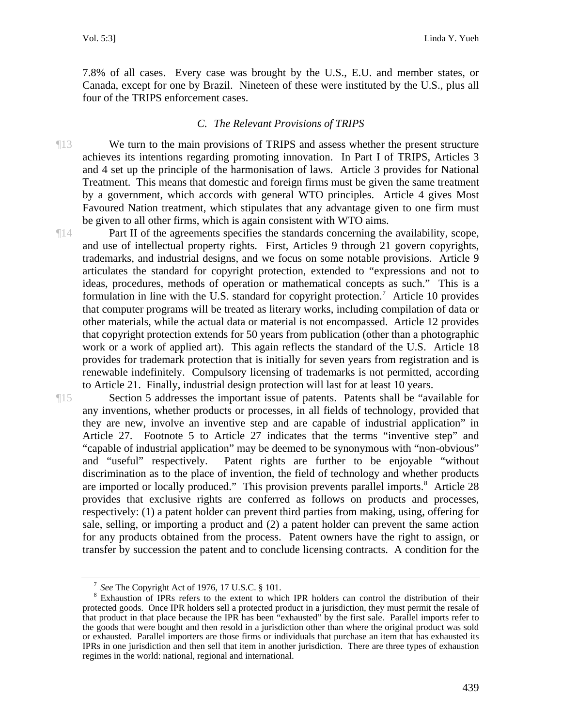7.8% of all cases. Every case was brought by the U.S., E.U. and member states, or Canada, except for one by Brazil. Nineteen of these were instituted by the U.S., plus all four of the TRIPS enforcement cases.

### *C. The Relevant Provisions of TRIPS*

¶13 We turn to the main provisions of TRIPS and assess whether the present structure achieves its intentions regarding promoting innovation. In Part I of TRIPS, Articles 3 and 4 set up the principle of the harmonisation of laws. Article 3 provides for National Treatment. This means that domestic and foreign firms must be given the same treatment by a government, which accords with general WTO principles. Article 4 gives Most Favoured Nation treatment, which stipulates that any advantage given to one firm must be given to all other firms, which is again consistent with WTO aims.

¶14 Part II of the agreements specifies the standards concerning the availability, scope, and use of intellectual property rights. First, Articles 9 through 21 govern copyrights, trademarks, and industrial designs, and we focus on some notable provisions. Article 9 articulates the standard for copyright protection, extended to "expressions and not to ideas, procedures, methods of operation or mathematical concepts as such." This is a formulation in line with the U.S. standard for copyright protection.[7] Article 10 provides that computer programs will be treated as literary works, including compilation of data or other materials, while the actual data or material is not encompassed. Article 12 provides that copyright protection extends for 50 years from publication (other than a photographic work or a work of applied art). This again reflects the standard of the U.S. Article 18 provides for trademark protection that is initially for seven years from registration and is renewable indefinitely. Compulsory licensing of trademarks is not permitted, according to Article 21. Finally, industrial design protection will last for at least 10 years.

¶15 Section 5 addresses the important issue of patents. Patents shall be "available for any inventions, whether products or processes, in all fields of technology, provided that they are new, involve an inventive step and are capable of industrial application" in Article 27. Footnote 5 to Article 27 indicates that the terms "inventive step" and "capable of industrial application" may be deemed to be synonymous with "non-obvious" and "useful" respectively. Patent rights are further to be enjoyable "without discrimination as to the place of invention, the field of technology and whether products are imported or locally produced." This provision prevents parallel imports.[8] Article 28 provides that exclusive rights are conferred as follows on products and processes, respectively: (1) a patent holder can prevent third parties from making, using, offering for sale, selling, or importing a product and (2) a patent holder can prevent the same action for any products obtained from the process. Patent owners have the right to assign, or transfer by succession the patent and to conclude licensing contracts. A condition for the

---

[7] *See* The Copyright Act of 1976, 17 U.S.C. § 101.

[8] Exhaustion of IPRs refers to the extent to which IPR holders can control the distribution of their protected goods. Once IPR holders sell a protected product in a jurisdiction, they must permit the resale of that product in that place because the IPR has been "exhausted" by the first sale. Parallel imports refer to the goods that were bought and then resold in a jurisdiction other than where the original product was sold or exhausted. Parallel importers are those firms or individuals that purchase an item that has exhausted its IPRs in one jurisdiction and then sell that item in another jurisdiction. There are three types of exhaustion regimes in the world: national, regional and international.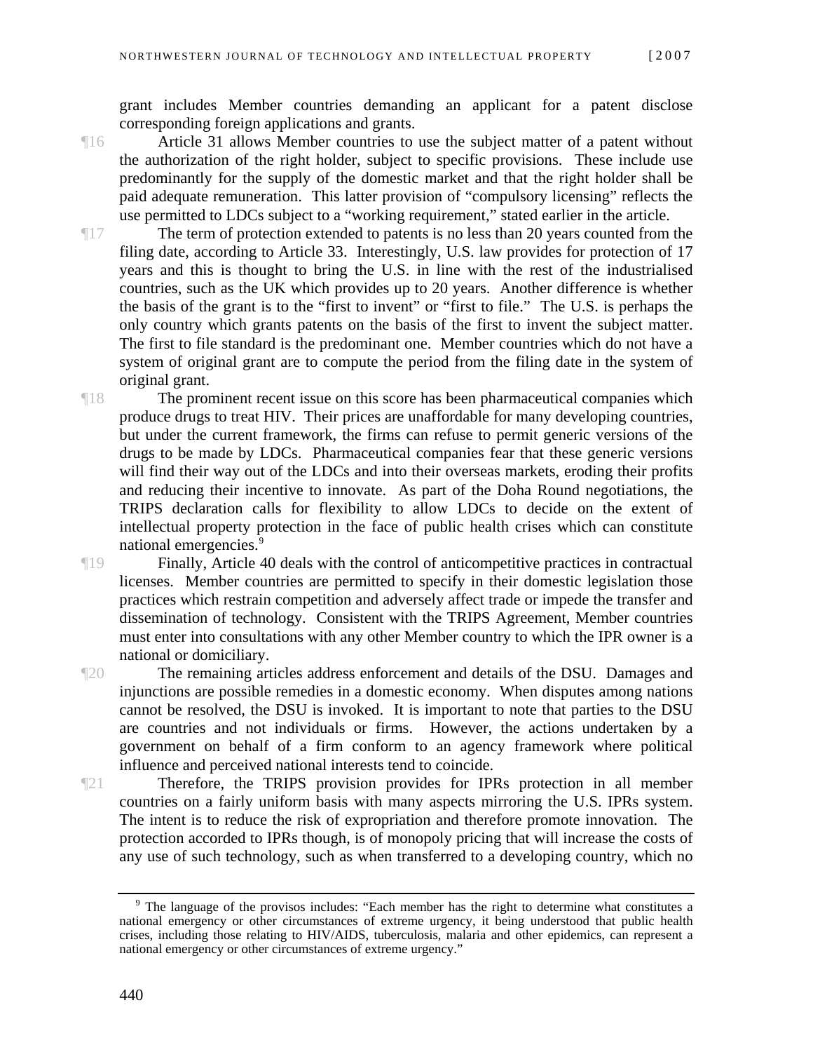grant includes Member countries demanding an applicant for a patent disclose corresponding foreign applications and grants.

¶16 Article 31 allows Member countries to use the subject matter of a patent without the authorization of the right holder, subject to specific provisions. These include use predominantly for the supply of the domestic market and that the right holder shall be paid adequate remuneration. This latter provision of "compulsory licensing" reflects the use permitted to LDCs subject to a "working requirement," stated earlier in the article.

¶17 The term of protection extended to patents is no less than 20 years counted from the filing date, according to Article 33. Interestingly, U.S. law provides for protection of 17 years and this is thought to bring the U.S. in line with the rest of the industrialised countries, such as the UK which provides up to 20 years. Another difference is whether the basis of the grant is to the "first to invent" or "first to file." The U.S. is perhaps the only country which grants patents on the basis of the first to invent the subject matter. The first to file standard is the predominant one. Member countries which do not have a system of original grant are to compute the period from the filing date in the system of original grant.

¶18 The prominent recent issue on this score has been pharmaceutical companies which produce drugs to treat HIV. Their prices are unaffordable for many developing countries, but under the current framework, the firms can refuse to permit generic versions of the drugs to be made by LDCs. Pharmaceutical companies fear that these generic versions will find their way out of the LDCs and into their overseas markets, eroding their profits and reducing their incentive to innovate. As part of the Doha Round negotiations, the TRIPS declaration calls for flexibility to allow LDCs to decide on the extent of intellectual property protection in the face of public health crises which can constitute national emergencies.[9]

¶19 Finally, Article 40 deals with the control of anticompetitive practices in contractual licenses. Member countries are permitted to specify in their domestic legislation those practices which restrain competition and adversely affect trade or impede the transfer and dissemination of technology. Consistent with the TRIPS Agreement, Member countries must enter into consultations with any other Member country to which the IPR owner is a national or domiciliary.

¶20 The remaining articles address enforcement and details of the DSU. Damages and injunctions are possible remedies in a domestic economy. When disputes among nations cannot be resolved, the DSU is invoked. It is important to note that parties to the DSU are countries and not individuals or firms. However, the actions undertaken by a government on behalf of a firm conform to an agency framework where political influence and perceived national interests tend to coincide.

¶21 Therefore, the TRIPS provision provides for IPRs protection in all member countries on a fairly uniform basis with many aspects mirroring the U.S. IPRs system. The intent is to reduce the risk of expropriation and therefore promote innovation. The protection accorded to IPRs though, is of monopoly pricing that will increase the costs of any use of such technology, such as when transferred to a developing country, which no

---

[9] The language of the provisos includes: "Each member has the right to determine what constitutes a national emergency or other circumstances of extreme urgency, it being understood that public health crises, including those relating to HIV/AIDS, tuberculosis, malaria and other epidemics, can represent a national emergency or other circumstances of extreme urgency."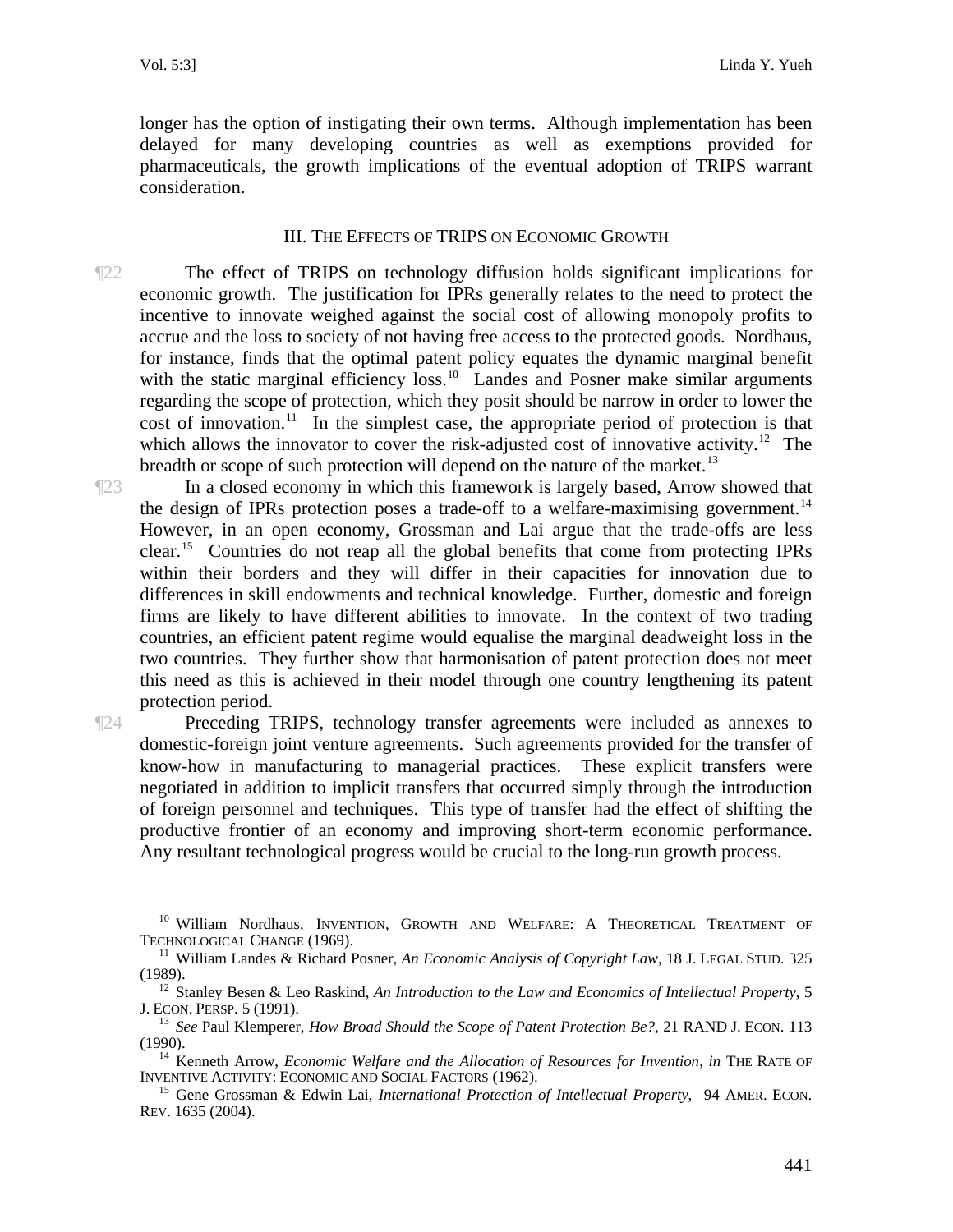longer has the option of instigating their own terms. Although implementation has been delayed for many developing countries as well as exemptions provided for pharmaceuticals, the growth implications of the eventual adoption of TRIPS warrant consideration.

## III. THE EFFECTS OF TRIPS ON ECONOMIC GROWTH

¶22 The effect of TRIPS on technology diffusion holds significant implications for economic growth. The justification for IPRs generally relates to the need to protect the incentive to innovate weighed against the social cost of allowing monopoly profits to accrue and the loss to society of not having free access to the protected goods. Nordhaus, for instance, finds that the optimal patent policy equates the dynamic marginal benefit with the static marginal efficiency loss.[10] Landes and Posner make similar arguments regarding the scope of protection, which they posit should be narrow in order to lower the cost of innovation.[11] In the simplest case, the appropriate period of protection is that which allows the innovator to cover the risk-adjusted cost of innovative activity.[12] The breadth or scope of such protection will depend on the nature of the market.[13]

¶23 In a closed economy in which this framework is largely based, Arrow showed that the design of IPRs protection poses a trade-off to a welfare-maximising government.[14] However, in an open economy, Grossman and Lai argue that the trade-offs are less clear.[15] Countries do not reap all the global benefits that come from protecting IPRs within their borders and they will differ in their capacities for innovation due to differences in skill endowments and technical knowledge. Further, domestic and foreign firms are likely to have different abilities to innovate. In the context of two trading countries, an efficient patent regime would equalise the marginal deadweight loss in the two countries. They further show that harmonisation of patent protection does not meet this need as this is achieved in their model through one country lengthening its patent protection period.

¶24 Preceding TRIPS, technology transfer agreements were included as annexes to domestic-foreign joint venture agreements. Such agreements provided for the transfer of know-how in manufacturing to managerial practices. These explicit transfers were negotiated in addition to implicit transfers that occurred simply through the introduction of foreign personnel and techniques. This type of transfer had the effect of shifting the productive frontier of an economy and improving short-term economic performance. Any resultant technological progress would be crucial to the long-run growth process.

---

[10] William Nordhaus, INVENTION, GROWTH AND WELFARE: A THEORETICAL TREATMENT OF TECHNOLOGICAL CHANGE (1969).

[11] William Landes & Richard Posner, *An Economic Analysis of Copyright Law*, 18 J. LEGAL STUD. 325 (1989).

[12] Stanley Besen & Leo Raskind, *An Introduction to the Law and Economics of Intellectual Property*, 5 J. ECON. PERSP. 5 (1991).

[13] *See* Paul Klemperer, *How Broad Should the Scope of Patent Protection Be?*, 21 RAND J. ECON. 113 (1990).

[14] Kenneth Arrow, *Economic Welfare and the Allocation of Resources for Invention*, *in* THE RATE OF INVENTIVE ACTIVITY: ECONOMIC AND SOCIAL FACTORS (1962).

[15] Gene Grossman & Edwin Lai, *International Protection of Intellectual Property*, 94 AMER. ECON. REV. 1635 (2004).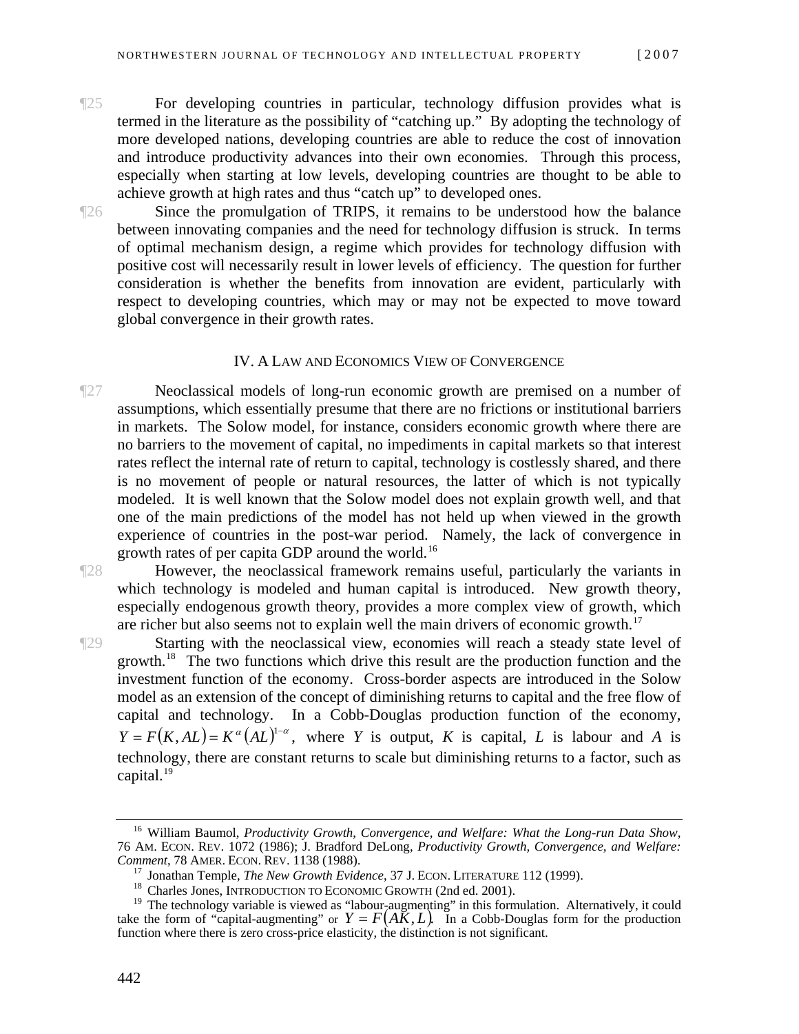¶25 For developing countries in particular, technology diffusion provides what is termed in the literature as the possibility of "catching up." By adopting the technology of more developed nations, developing countries are able to reduce the cost of innovation and introduce productivity advances into their own economies. Through this process, especially when starting at low levels, developing countries are thought to be able to achieve growth at high rates and thus "catch up" to developed ones.

¶26 Since the promulgation of TRIPS, it remains to be understood how the balance between innovating companies and the need for technology diffusion is struck. In terms of optimal mechanism design, a regime which provides for technology diffusion with positive cost will necessarily result in lower levels of efficiency. The question for further consideration is whether the benefits from innovation are evident, particularly with respect to developing countries, which may or may not be expected to move toward global convergence in their growth rates.

## IV. A Law and Economics View of Convergence

¶27 Neoclassical models of long-run economic growth are premised on a number of assumptions, which essentially presume that there are no frictions or institutional barriers in markets. The Solow model, for instance, considers economic growth where there are no barriers to the movement of capital, no impediments in capital markets so that interest rates reflect the internal rate of return to capital, technology is costlessly shared, and there is no movement of people or natural resources, the latter of which is not typically modeled. It is well known that the Solow model does not explain growth well, and that one of the main predictions of the model has not held up when viewed in the growth experience of countries in the post-war period. Namely, the lack of convergence in growth rates of per capita GDP around the world.[16]

¶28 However, the neoclassical framework remains useful, particularly the variants in which technology is modeled and human capital is introduced. New growth theory, especially endogenous growth theory, provides a more complex view of growth, which are richer but also seems not to explain well the main drivers of economic growth.[17]

¶29 Starting with the neoclassical view, economies will reach a steady state level of growth.[18] The two functions which drive this result are the production function and the investment function of the economy. Cross-border aspects are introduced in the Solow model as an extension of the concept of diminishing returns to capital and the free flow of capital and technology. In a Cobb-Douglas production function of the economy, $Y = F(K, AL) = K^{\alpha}(AL)^{1-\alpha}$, where $Y$ is output, $K$ is capital, $L$ is labour and $A$ is technology, there are constant returns to scale but diminishing returns to a factor, such as capital.[19]

---

[16] William Baumol, *Productivity Growth, Convergence, and Welfare: What the Long-run Data Show*, 76 Am. Econ. Rev. 1072 (1986); J. Bradford DeLong, *Productivity Growth, Convergence, and Welfare: Comment*, 78 Amer. Econ. Rev. 1138 (1988).

[17] Jonathan Temple, *The New Growth Evidence*, 37 J. Econ. Literature 112 (1999).

[18] Charles Jones, Introduction to Economic Growth (2nd ed. 2001).

[19] The technology variable is viewed as "labour-augmenting" in this formulation. Alternatively, it could take the form of "capital-augmenting" or $Y = F(AK, L)$. In a Cobb-Douglas form for the production function where there is zero cross-price elasticity, the distinction is not significant.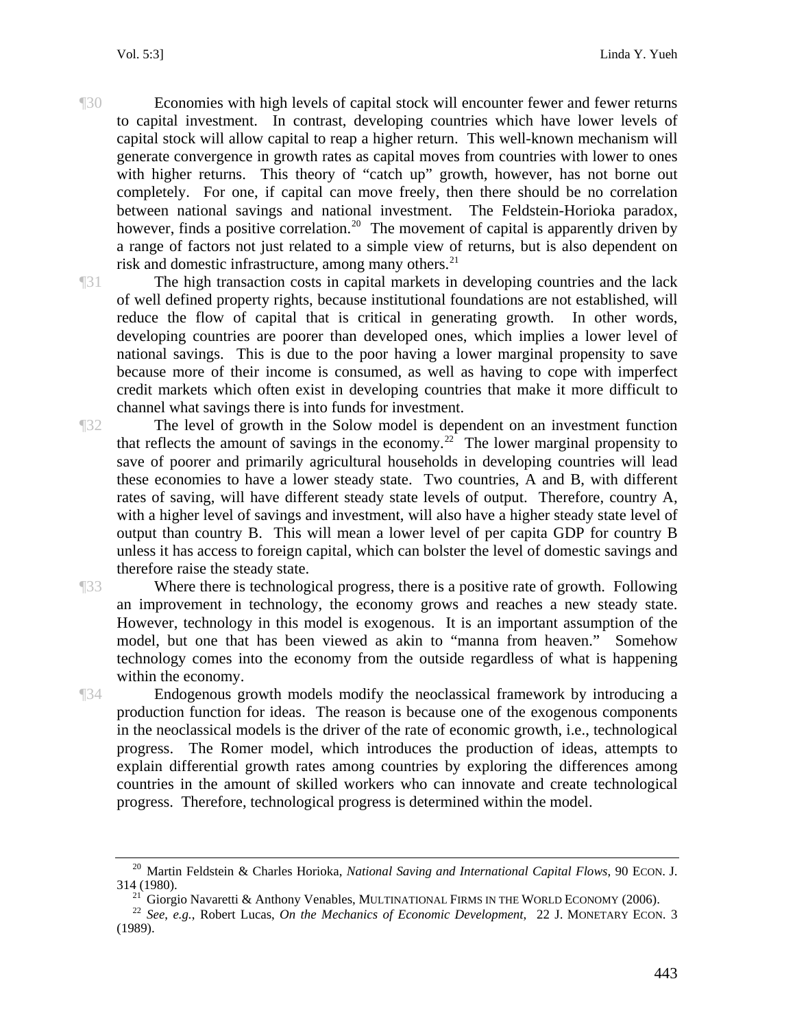¶30 Economies with high levels of capital stock will encounter fewer and fewer returns to capital investment. In contrast, developing countries which have lower levels of capital stock will allow capital to reap a higher return. This well-known mechanism will generate convergence in growth rates as capital moves from countries with lower to ones with higher returns. This theory of "catch up" growth, however, has not borne out completely. For one, if capital can move freely, then there should be no correlation between national savings and national investment. The Feldstein-Horioka paradox, however, finds a positive correlation.[20] The movement of capital is apparently driven by a range of factors not just related to a simple view of returns, but is also dependent on risk and domestic infrastructure, among many others.[21]

¶31 The high transaction costs in capital markets in developing countries and the lack of well defined property rights, because institutional foundations are not established, will reduce the flow of capital that is critical in generating growth. In other words, developing countries are poorer than developed ones, which implies a lower level of national savings. This is due to the poor having a lower marginal propensity to save because more of their income is consumed, as well as having to cope with imperfect credit markets which often exist in developing countries that make it more difficult to channel what savings there is into funds for investment.

¶32 The level of growth in the Solow model is dependent on an investment function that reflects the amount of savings in the economy.[22] The lower marginal propensity to save of poorer and primarily agricultural households in developing countries will lead these economies to have a lower steady state. Two countries, A and B, with different rates of saving, will have different steady state levels of output. Therefore, country A, with a higher level of savings and investment, will also have a higher steady state level of output than country B. This will mean a lower level of per capita GDP for country B unless it has access to foreign capital, which can bolster the level of domestic savings and therefore raise the steady state.

¶33 Where there is technological progress, there is a positive rate of growth. Following an improvement in technology, the economy grows and reaches a new steady state. However, technology in this model is exogenous. It is an important assumption of the model, but one that has been viewed as akin to "manna from heaven." Somehow technology comes into the economy from the outside regardless of what is happening within the economy.

¶34 Endogenous growth models modify the neoclassical framework by introducing a production function for ideas. The reason is because one of the exogenous components in the neoclassical models is the driver of the rate of economic growth, i.e., technological progress. The Romer model, which introduces the production of ideas, attempts to explain differential growth rates among countries by exploring the differences among countries in the amount of skilled workers who can innovate and create technological progress. Therefore, technological progress is determined within the model.

---

[20] Martin Feldstein & Charles Horioka, *National Saving and International Capital Flows*, 90 ECON. J. 314 (1980).

[21] Giorgio Navaretti & Anthony Venables, MULTINATIONAL FIRMS IN THE WORLD ECONOMY (2006).

[22] *See, e.g.*, Robert Lucas, *On the Mechanics of Economic Development*, 22 J. MONETARY ECON. 3 (1989).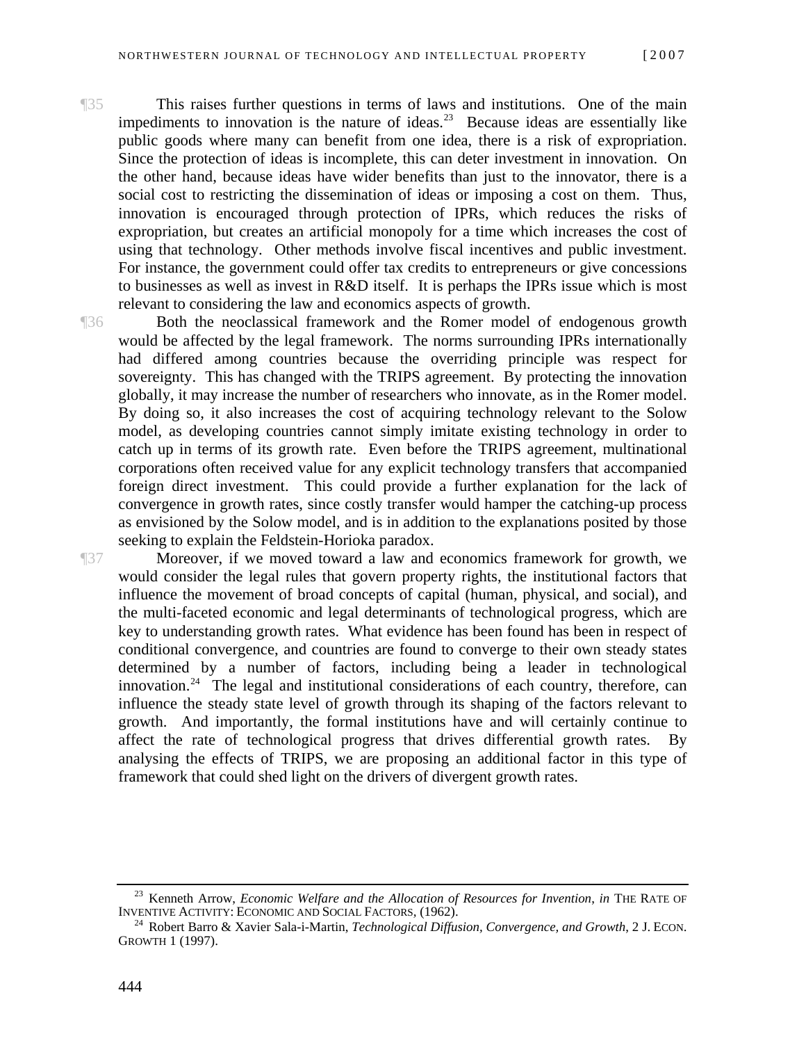¶35 This raises further questions in terms of laws and institutions. One of the main impediments to innovation is the nature of ideas.[23] Because ideas are essentially like public goods where many can benefit from one idea, there is a risk of expropriation. Since the protection of ideas is incomplete, this can deter investment in innovation. On the other hand, because ideas have wider benefits than just to the innovator, there is a social cost to restricting the dissemination of ideas or imposing a cost on them. Thus, innovation is encouraged through protection of IPRs, which reduces the risks of expropriation, but creates an artificial monopoly for a time which increases the cost of using that technology. Other methods involve fiscal incentives and public investment. For instance, the government could offer tax credits to entrepreneurs or give concessions to businesses as well as invest in R&D itself. It is perhaps the IPRs issue which is most relevant to considering the law and economics aspects of growth.

¶36 Both the neoclassical framework and the Romer model of endogenous growth would be affected by the legal framework. The norms surrounding IPRs internationally had differed among countries because the overriding principle was respect for sovereignty. This has changed with the TRIPS agreement. By protecting the innovation globally, it may increase the number of researchers who innovate, as in the Romer model. By doing so, it also increases the cost of acquiring technology relevant to the Solow model, as developing countries cannot simply imitate existing technology in order to catch up in terms of its growth rate. Even before the TRIPS agreement, multinational corporations often received value for any explicit technology transfers that accompanied foreign direct investment. This could provide a further explanation for the lack of convergence in growth rates, since costly transfer would hamper the catching-up process as envisioned by the Solow model, and is in addition to the explanations posited by those seeking to explain the Feldstein-Horioka paradox.

¶37 Moreover, if we moved toward a law and economics framework for growth, we would consider the legal rules that govern property rights, the institutional factors that influence the movement of broad concepts of capital (human, physical, and social), and the multi-faceted economic and legal determinants of technological progress, which are key to understanding growth rates. What evidence has been found has been in respect of conditional convergence, and countries are found to converge to their own steady states determined by a number of factors, including being a leader in technological innovation.[24] The legal and institutional considerations of each country, therefore, can influence the steady state level of growth through its shaping of the factors relevant to growth. And importantly, the formal institutions have and will certainly continue to affect the rate of technological progress that drives differential growth rates. By analysing the effects of TRIPS, we are proposing an additional factor in this type of framework that could shed light on the drivers of divergent growth rates.

---

[23] Kenneth Arrow, *Economic Welfare and the Allocation of Resources for Invention*, *in* THE RATE OF INVENTIVE ACTIVITY: ECONOMIC AND SOCIAL FACTORS, (1962).

[24] Robert Barro & Xavier Sala-i-Martin, *Technological Diffusion, Convergence, and Growth*, 2 J. ECON. GROWTH 1 (1997).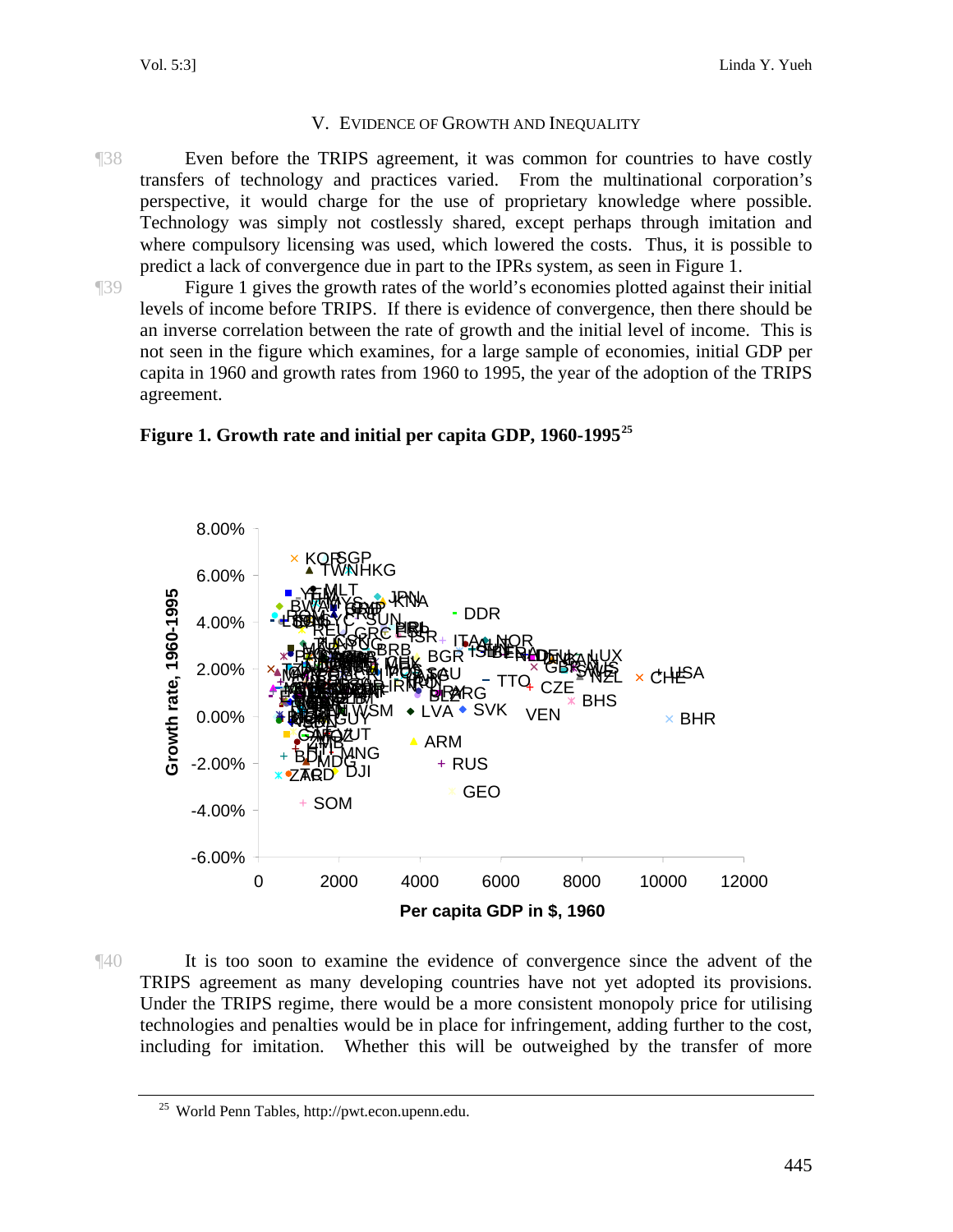## V. Evidence of Growth and Inequality

¶38 Even before the TRIPS agreement, it was common for countries to have costly transfers of technology and practices varied. From the multinational corporation's perspective, it would charge for the use of proprietary knowledge where possible. Technology was simply not costlessly shared, except perhaps through imitation and where compulsory licensing was used, which lowered the costs. Thus, it is possible to predict a lack of convergence due in part to the IPRs system, as seen in Figure 1.

¶39 Figure 1 gives the growth rates of the world's economies plotted against their initial levels of income before TRIPS. If there is evidence of convergence, then there should be an inverse correlation between the rate of growth and the initial level of income. This is not seen in the figure which examines, for a large sample of economies, initial GDP per capita in 1960 and growth rates from 1960 to 1995, the year of the adoption of the TRIPS agreement.

**Figure 1. Growth rate and initial per capita GDP, 1960-1995**[25]

¶40 It is too soon to examine the evidence of convergence since the advent of the TRIPS agreement as many developing countries have not yet adopted its provisions. Under the TRIPS regime, there would be a more consistent monopoly price for utilising technologies and penalties would be in place for infringement, adding further to the cost, including for imitation. Whether this will be outweighed by the transfer of more

---

[25] World Penn Tables, http://pwt.econ.upenn.edu.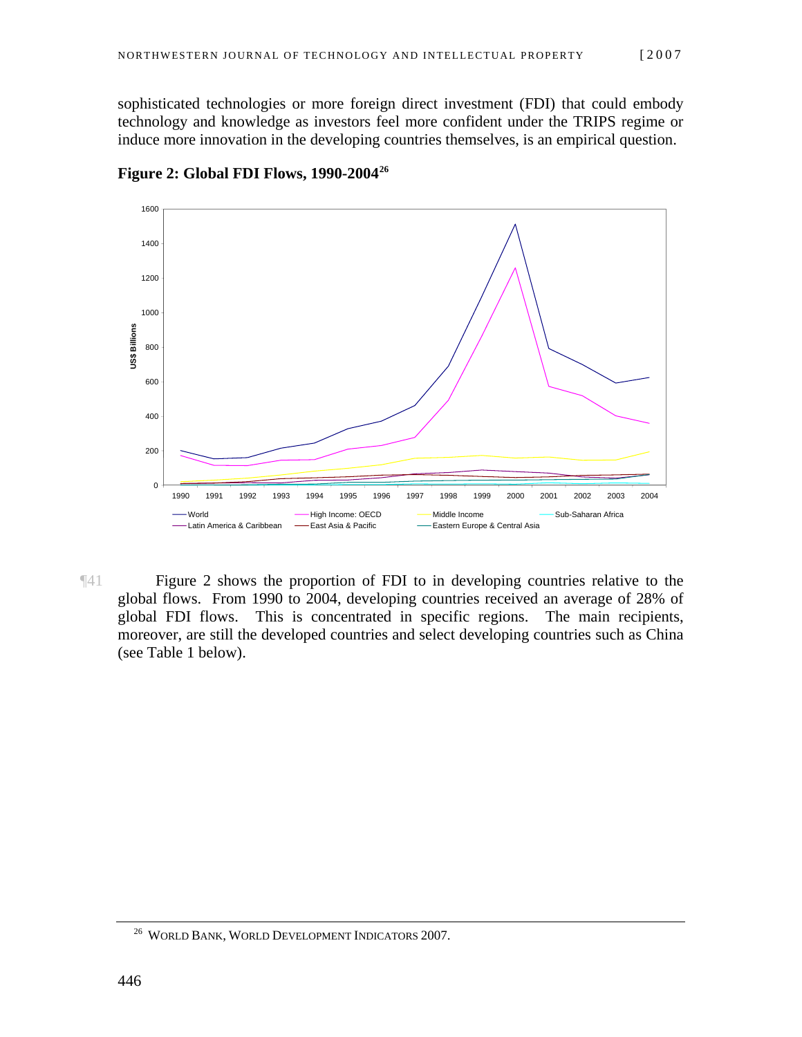sophisticated technologies or more foreign direct investment (FDI) that could embody technology and knowledge as investors feel more confident under the TRIPS regime or induce more innovation in the developing countries themselves, is an empirical question.

**Figure 2: Global FDI Flows, 1990-2004**[26]

¶41 Figure 2 shows the proportion of FDI to in developing countries relative to the global flows. From 1990 to 2004, developing countries received an average of 28% of global FDI flows. This is concentrated in specific regions. The main recipients, moreover, are still the developed countries and select developing countries such as China (see Table 1 below).

[26] WORLD BANK, WORLD DEVELOPMENT INDICATORS 2007.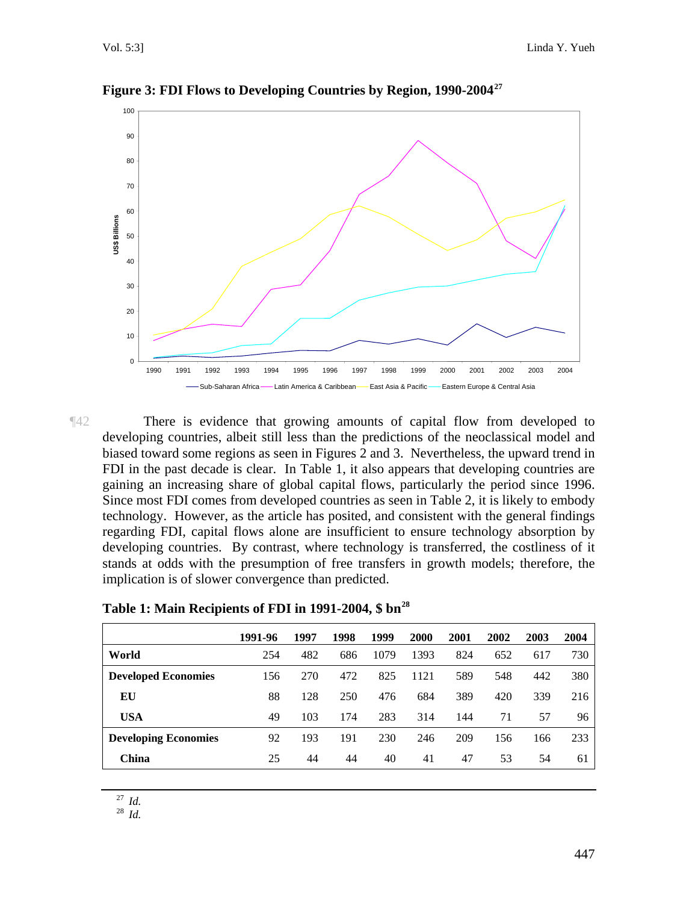**Figure 3: FDI Flows to Developing Countries by Region, 1990-2004**[27]

¶42 There is evidence that growing amounts of capital flow from developed to developing countries, albeit still less than the predictions of the neoclassical model and biased toward some regions as seen in Figures 2 and 3. Nevertheless, the upward trend in FDI in the past decade is clear. In Table 1, it also appears that developing countries are gaining an increasing share of global capital flows, particularly the period since 1996. Since most FDI comes from developed countries as seen in Table 2, it is likely to embody technology. However, as the article has posited, and consistent with the general findings regarding FDI, capital flows alone are insufficient to ensure technology absorption by developing countries. By contrast, where technology is transferred, the costliness of it stands at odds with the presumption of free transfers in growth models; therefore, the implication is of slower convergence than predicted.

**Table 1: Main Recipients of FDI in 1991-2004, $ bn**[28]

| | 1991-96 | 1997 | 1998 | 1999 | 2000 | 2001 | 2002 | 2003 | 2004 |
|---|---|---|---|---|---|---|---|---|---|
| **World** | 254 | 482 | 686 | 1079 | 1393 | 824 | 652 | 617 | 730 |
| **Developed Economies** | 156 | 270 | 472 | 825 | 1121 | 589 | 548 | 442 | 380 |
| **EU** | 88 | 128 | 250 | 476 | 684 | 389 | 420 | 339 | 216 |
| **USA** | 49 | 103 | 174 | 283 | 314 | 144 | 71 | 57 | 96 |
| **Developing Economies** | 92 | 193 | 191 | 230 | 246 | 209 | 156 | 166 | 233 |
| **China** | 25 | 44 | 44 | 40 | 41 | 47 | 53 | 54 | 61 |

[27] *Id.*
[28] *Id.*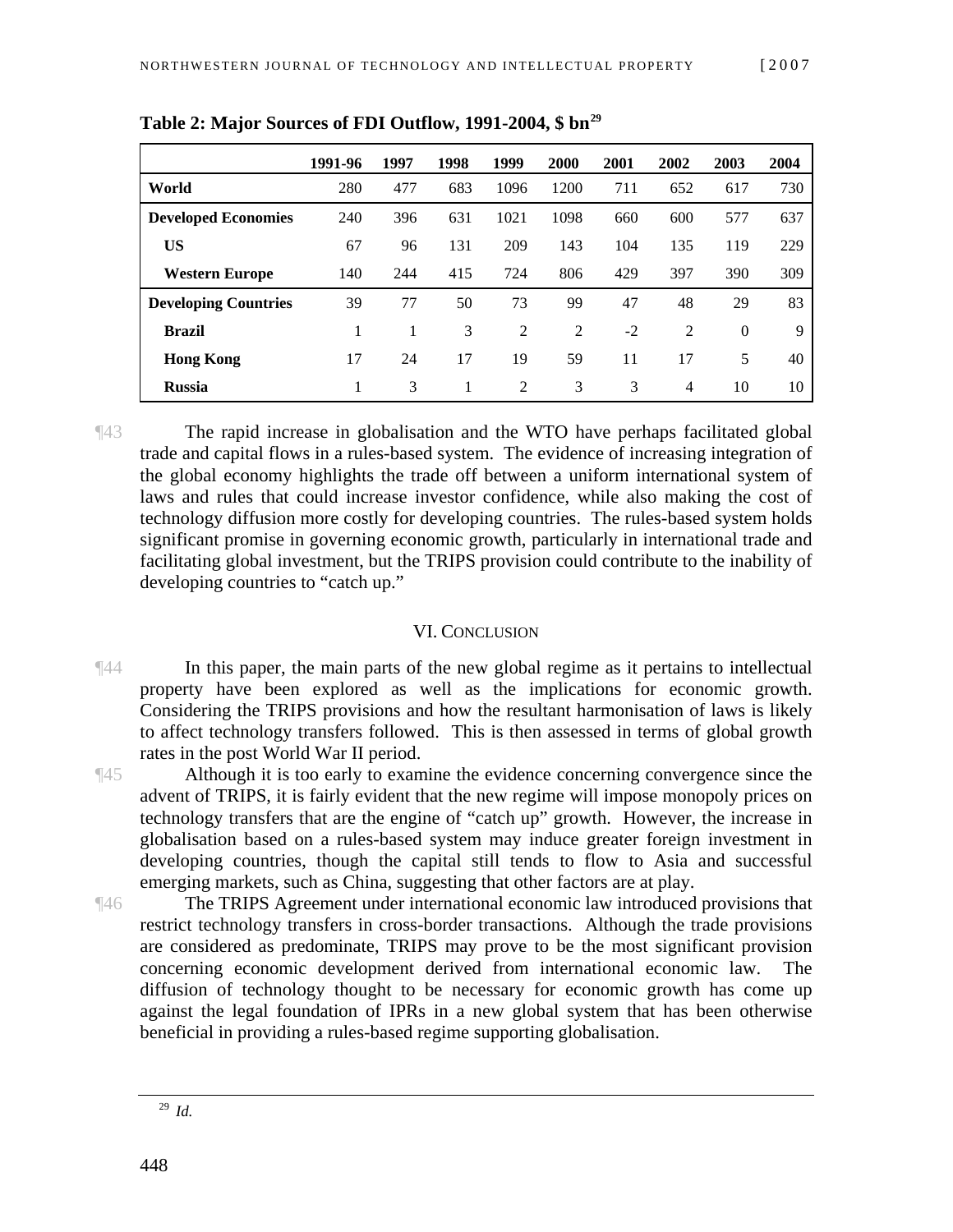**Table 2: Major Sources of FDI Outflow, 1991-2004, $ bn**[29]

| | 1991-96 | 1997 | 1998 | 1999 | 2000 | 2001 | 2002 | 2003 | 2004 |
|---|---|---|---|---|---|---|---|---|---|
| **World** | 280 | 477 | 683 | 1096 | 1200 | 711 | 652 | 617 | 730 |
| **Developed Economies** | 240 | 396 | 631 | 1021 | 1098 | 660 | 600 | 577 | 637 |
| **US** | 67 | 96 | 131 | 209 | 143 | 104 | 135 | 119 | 229 |
| **Western Europe** | 140 | 244 | 415 | 724 | 806 | 429 | 397 | 390 | 309 |
| **Developing Countries** | 39 | 77 | 50 | 73 | 99 | 47 | 48 | 29 | 83 |
| **Brazil** | 1 | 1 | 3 | 2 | 2 | -2 | 2 | 0 | 9 |
| **Hong Kong** | 17 | 24 | 17 | 19 | 59 | 11 | 17 | 5 | 40 |
| **Russia** | 1 | 3 | 1 | 2 | 3 | 3 | 4 | 10 | 10 |

¶43 The rapid increase in globalisation and the WTO have perhaps facilitated global trade and capital flows in a rules-based system. The evidence of increasing integration of the global economy highlights the trade off between a uniform international system of laws and rules that could increase investor confidence, while also making the cost of technology diffusion more costly for developing countries. The rules-based system holds significant promise in governing economic growth, particularly in international trade and facilitating global investment, but the TRIPS provision could contribute to the inability of developing countries to "catch up."

## VI. Conclusion

¶44 In this paper, the main parts of the new global regime as it pertains to intellectual property have been explored as well as the implications for economic growth. Considering the TRIPS provisions and how the resultant harmonisation of laws is likely to affect technology transfers followed. This is then assessed in terms of global growth rates in the post World War II period.

¶45 Although it is too early to examine the evidence concerning convergence since the advent of TRIPS, it is fairly evident that the new regime will impose monopoly prices on technology transfers that are the engine of "catch up" growth. However, the increase in globalisation based on a rules-based system may induce greater foreign investment in developing countries, though the capital still tends to flow to Asia and successful emerging markets, such as China, suggesting that other factors are at play.

¶46 The TRIPS Agreement under international economic law introduced provisions that restrict technology transfers in cross-border transactions. Although the trade provisions are considered as predominate, TRIPS may prove to be the most significant provision concerning economic development derived from international economic law. The diffusion of technology thought to be necessary for economic growth has come up against the legal foundation of IPRs in a new global system that has been otherwise beneficial in providing a rules-based regime supporting globalisation.

---

[29] *Id.*